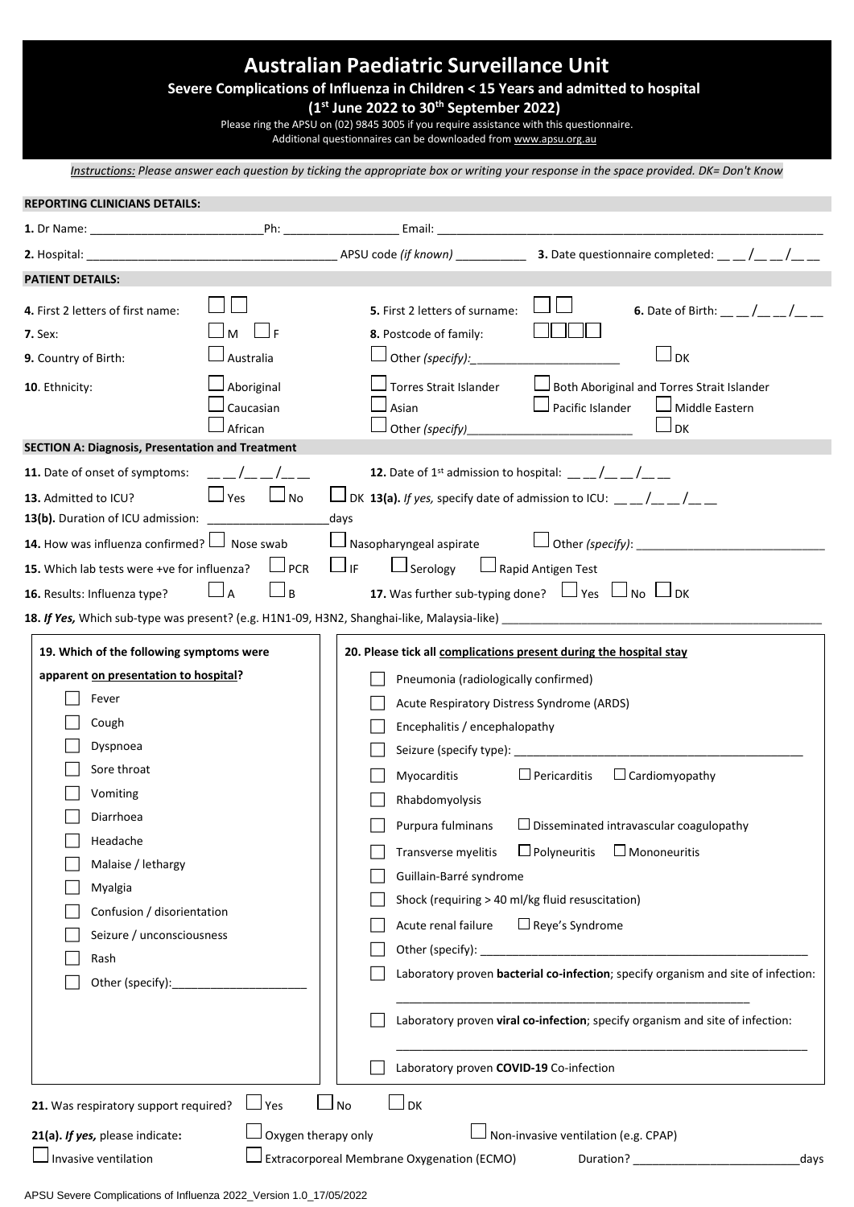# Australian Paediatric Surveillance Unit

**Severe Complications of Influenza in Children < 15 Years and admitted to hospital**

**(1st June 2022 to 30th September 2022)**

Please ring the APSU on (02) 9845 3005 if you require assistance with this questionnaire.
Additional questionnaires can be downloaded from www.apsu.org.au

*Instructions: Please answer each question by ticking the appropriate box or writing your response in the space provided. DK= Don't Know*

## REPORTING CLINICIANS DETAILS:

**1.** Dr Name: ___________________________ Ph: _________________ Email: ___________________________________________________________

**2.** Hospital: ______________________________________ APSU code *(if known)* ___________ **3.** Date questionnaire completed: __ __ /__ __ /__ __

## PATIENT DETAILS:

**4.** First 2 letters of first name: ☐☐ **5.** First 2 letters of surname: ☐☐ **6.** Date of Birth: __ __ /__ __ /__ __

**7.** Sex: ☐ M ☐ F **8.** Postcode of family: ☐☐☐☐

**9.** Country of Birth: ☐ Australia ☐ Other *(specify)*:_______________________ ☐ DK

**10**. Ethnicity: ☐ Aboriginal ☐ Torres Strait Islander ☐ Both Aboriginal and Torres Strait Islander ☐ Caucasian ☐ Asian ☐ Pacific Islander ☐ Middle Eastern ☐ African ☐ Other *(specify)*_________________________ ☐ DK

## SECTION A: Diagnosis, Presentation and Treatment

**11.** Date of onset of symptoms: __ __ /__ __ /__ __ **12.** Date of 1st admission to hospital: __ __ /__ __ /__ __

**13.** Admitted to ICU? ☐ Yes ☐ No ☐ DK **13(a).** *If yes,* specify date of admission to ICU: __ __ /__ __ /__ __

**13(b).** Duration of ICU admission: ___________________days

**14.** How was influenza confirmed? ☐ Nose swab ☐ Nasopharyngeal aspirate ☐ Other *(specify)*: _____________________________

**15.** Which lab tests were +ve for influenza? ☐ PCR ☐ IF ☐ Serology ☐ Rapid Antigen Test

**16.** Results: Influenza type? ☐ A ☐ B **17.** Was further sub-typing done? ☐ Yes ☐ No ☐ DK

**18.** ***If Yes,*** Which sub-type was present? (e.g. H1N1-09, H3N2, Shanghai-like, Malaysia-like) ___________________________________________________

**19. Which of the following symptoms were apparent on presentation to hospital?**

- ☐ Fever
- ☐ Cough
- ☐ Dyspnoea
- ☐ Sore throat
- ☐ Vomiting
- ☐ Diarrhoea
- ☐ Headache
- ☐ Malaise / lethargy
- ☐ Myalgia
- ☐ Confusion / disorientation
- ☐ Seizure / unconsciousness
- ☐ Rash
- ☐ Other (specify):_____________________

**20. Please tick all complications present during the hospital stay**

- ☐ Pneumonia (radiologically confirmed)
- ☐ Acute Respiratory Distress Syndrome (ARDS)
- ☐ Encephalitis / encephalopathy
- ☐ Seizure (specify type): _____________________________________________
- ☐ Myocarditis ☐ Pericarditis ☐ Cardiomyopathy
- ☐ Rhabdomyolysis
- ☐ Purpura fulminans ☐ Disseminated intravascular coagulopathy
- ☐ Transverse myelitis ☐ Polyneuritis ☐ Mononeuritis
- ☐ Guillain-Barré syndrome
- ☐ Shock (requiring > 40 ml/kg fluid resuscitation)
- ☐ Acute renal failure ☐ Reye's Syndrome
- ☐ Other (specify): ____________________________________________________
- ☐ Laboratory proven **bacterial co-infection**; specify organism and site of infection: _________________________________________________________
- ☐ Laboratory proven **viral co-infection**; specify organism and site of infection: _________________________________________________________________
- ☐ Laboratory proven **COVID-19** Co-infection

**21.** Was respiratory support required? ☐ Yes ☐ No ☐ DK

**21(a).** ***If yes,*** please indicate**:** ☐ Oxygen therapy only ☐ Non-invasive ventilation (e.g. CPAP) ☐ Invasive ventilation ☐ Extracorporeal Membrane Oxygenation (ECMO) Duration? __________________________days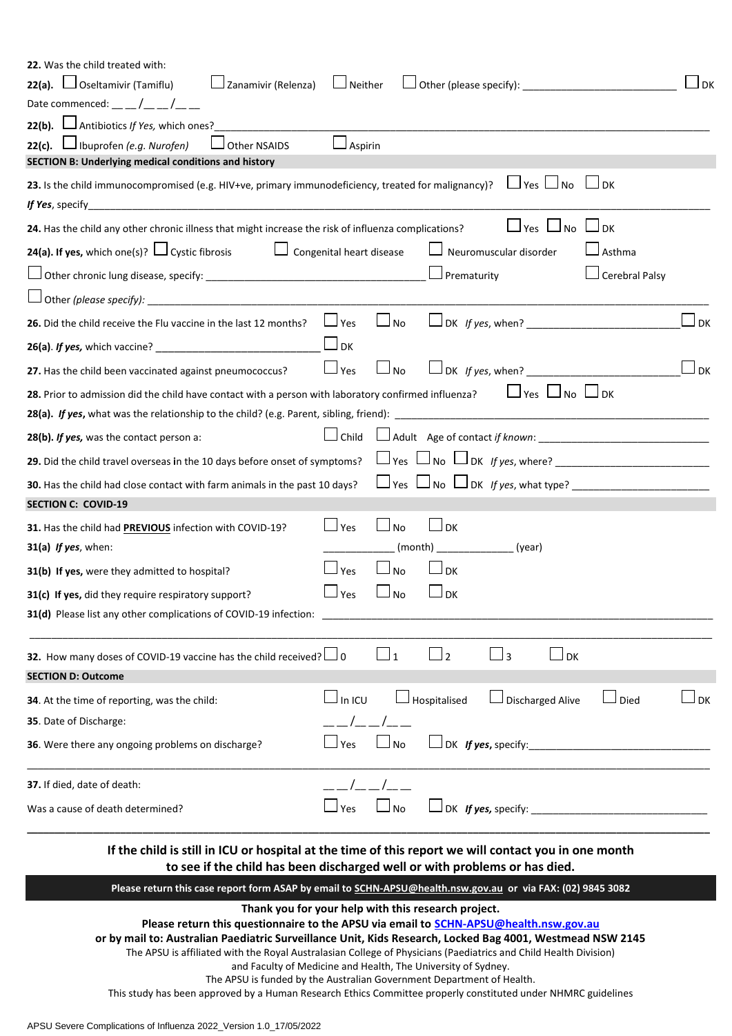**22.** Was the child treated with:

**22(a).** ☐ Oseltamivir (Tamiflu) ☐ Zanamivir (Relenza) ☐ Neither ☐ Other (please specify): ___________________________ ☐ DK

Date commenced: __ __/__ __/__ __

**22(b).** ☐ Antibiotics *If Yes,* which ones?___________________________________________________________________________

**22(c).** ☐ Ibuprofen *(e.g. Nurofen)* ☐ Other NSAIDS ☐ Aspirin

**SECTION B: Underlying medical conditions and history**

**23.** Is the child immunocompromised (e.g. HIV+ve, primary immunodeficiency, treated for malignancy)? ☐ Yes ☐ No ☐ DK

***If Yes***, specify___________________________________________________________________________________________

**24.** Has the child any other chronic illness that might increase the risk of influenza complications? ☐ Yes ☐ No ☐ DK

**24(a). If yes,** which one(s)? ☐ Cystic fibrosis ☐ Congenital heart disease ☐ Neuromuscular disorder ☐ Asthma

☐ Other chronic lung disease, specify: ________________________________________ ☐ Prematurity ☐ Cerebral Palsy

☐ Other *(please specify):* ___________________________________________________________________________________

**26.** Did the child receive the Flu vaccine in the last 12 months? ☐ Yes ☐ No ☐ DK *If yes*, when? ___________________________ ☐ DK

**26(a).** ***If yes,*** which vaccine? ______________________________ ☐ DK

**27.** Has the child been vaccinated against pneumococcus? ☐ Yes ☐ No ☐ DK *If yes*, when? ___________________________ ☐ DK

**28.** Prior to admission did the child have contact with a person with laboratory confirmed influenza? ☐ Yes ☐ No ☐ DK

**28(a).** ***If yes***, what was the relationship to the child? (e.g. Parent, sibling, friend): ___________________________________________

**28(b).** ***If yes,*** was the contact person a: ☐ Child ☐ Adult Age of contact *if known*: ________________________________

**29.** Did the child travel overseas in the 10 days before onset of symptoms? ☐ Yes ☐ No ☐ DK *If yes*, where? ___________________________

**30.** Has the child had close contact with farm animals in the past 10 days? ☐ Yes ☐ No ☐ DK *If yes*, what type? _______________________

**SECTION C: COVID-19**

**31.** Has the child had **PREVIOUS** infection with COVID-19? ☐ Yes ☐ No ☐ DK

**31(a)** ***If yes***, when: ____________ (month) ______________ (year)

**31(b) If yes,** were they admitted to hospital? ☐ Yes ☐ No ☐ DK

**31(c) If yes,** did they require respiratory support? ☐ Yes ☐ No ☐ DK

**31(d)** Please list any other complications of COVID-19 infection: ___________________________________________________________

_____________________________________________________________________________________________________________

**32.** How many doses of COVID-19 vaccine has the child received? ☐ 0 ☐ 1 ☐ 2 ☐ 3 ☐ DK

**SECTION D: Outcome**

**34**. At the time of reporting, was the child: ☐ In ICU ☐ Hospitalised ☐ Discharged Alive ☐ Died ☐ DK

**35.** Date of Discharge: __ __/__ __/__ __

**36.** Were there any ongoing problems on discharge? ☐ Yes ☐ No ☐ DK ***If yes***, specify:_________________________________

_____________________________________________________________________________________________________________

**37.** If died, date of death: __ __/__ __/__ __

Was a cause of death determined? ☐ Yes ☐ No ☐ DK ***If yes***, specify: _________________________________

_____________________________________________________________________________________________________________

**If the child is still in ICU or hospital at the time of this report we will contact you in one month to see if the child has been discharged well or with problems or has died.**

**Please return this case report form ASAP by email to SCHN-APSU@health.nsw.gov.au or via FAX: (02) 9845 3082**

**Thank you for your help with this research project.**

**Please return this questionnaire to the APSU via email to SCHN-APSU@health.nsw.gov.au**

**or by mail to: Australian Paediatric Surveillance Unit, Kids Research, Locked Bag 4001, Westmead NSW 2145**

The APSU is affiliated with the Royal Australasian College of Physicians (Paediatrics and Child Health Division) and Faculty of Medicine and Health, The University of Sydney.

The APSU is funded by the Australian Government Department of Health.

This study has been approved by a Human Research Ethics Committee properly constituted under NHMRC guidelines

APSU Severe Complications of Influenza 2022_Version 1.0_17/05/2022